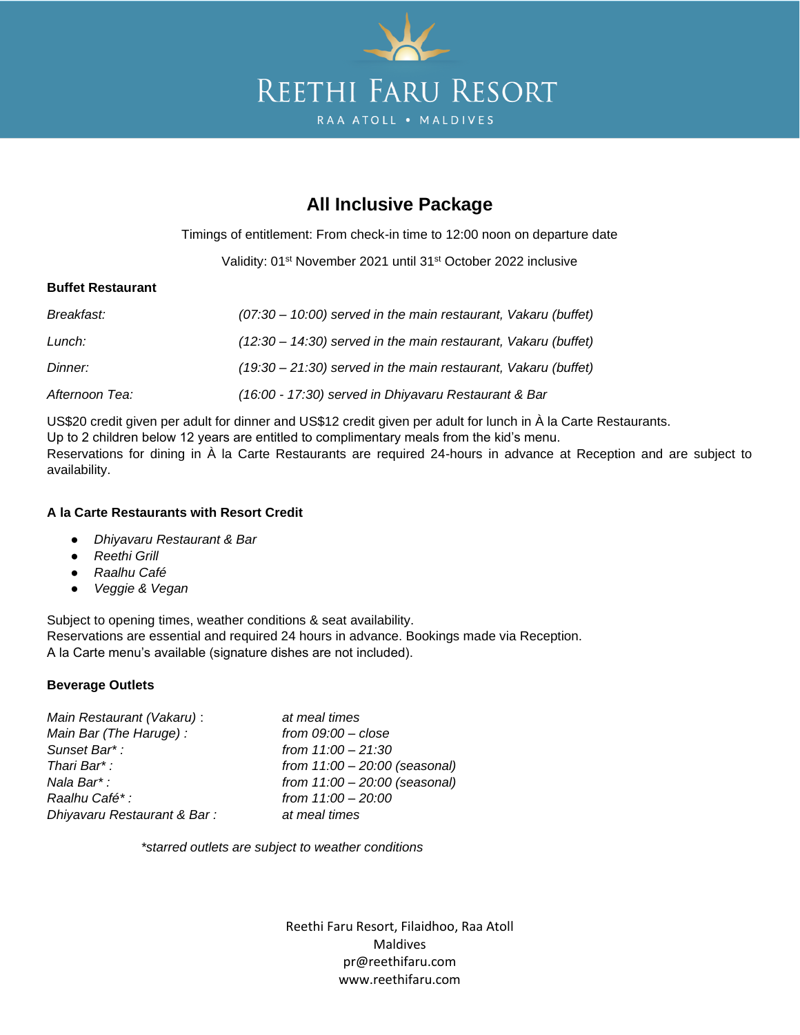# REETHI FARU RESORT

RAA ATOLL • MALDIVES

## All Inclusive Package

Timings of entitlement: From check-in time to 12:00 noon on departure date

Validity: 01st November 2021 until 31st October 2022 inclusive

### Buffet Restaurant

| | |
|---|---|
| *Breakfast:* | *(07:30 – 10:00) served in the main restaurant, Vakaru (buffet)* |
| *Lunch:* | *(12:30 – 14:30) served in the main restaurant, Vakaru (buffet)* |
| *Dinner:* | *(19:30 – 21:30) served in the main restaurant, Vakaru (buffet)* |
| *Afternoon Tea:* | *(16:00 - 17:30) served in Dhiyavaru Restaurant & Bar* |

US$20 credit given per adult for dinner and US$12 credit given per adult for lunch in À la Carte Restaurants.
Up to 2 children below 12 years are entitled to complimentary meals from the kid's menu.
Reservations for dining in À la Carte Restaurants are required 24-hours in advance at Reception and are subject to availability.

### A la Carte Restaurants with Resort Credit

- *Dhiyavaru Restaurant & Bar*
- *Reethi Grill*
- *Raalhu Café*
- *Veggie & Vegan*

Subject to opening times, weather conditions & seat availability.
Reservations are essential and required 24 hours in advance. Bookings made via Reception.
A la Carte menu's available (signature dishes are not included).

### Beverage Outlets

| | |
|---|---|
| *Main Restaurant (Vakaru)* : | *at meal times* |
| *Main Bar (The Haruge) :* | *from 09:00 – close* |
| *Sunset Bar* :* | *from 11:00 – 21:30* |
| *Thari Bar* :* | *from 11:00 – 20:00 (seasonal)* |
| *Nala Bar* :* | *from 11:00 – 20:00 (seasonal)* |
| *Raalhu Café* :* | *from 11:00 – 20:00* |
| *Dhiyavaru Restaurant & Bar :* | *at meal times* |

*\*starred outlets are subject to weather conditions*

Reethi Faru Resort, Filaidhoo, Raa Atoll
Maldives
pr@reethifaru.com
www.reethifaru.com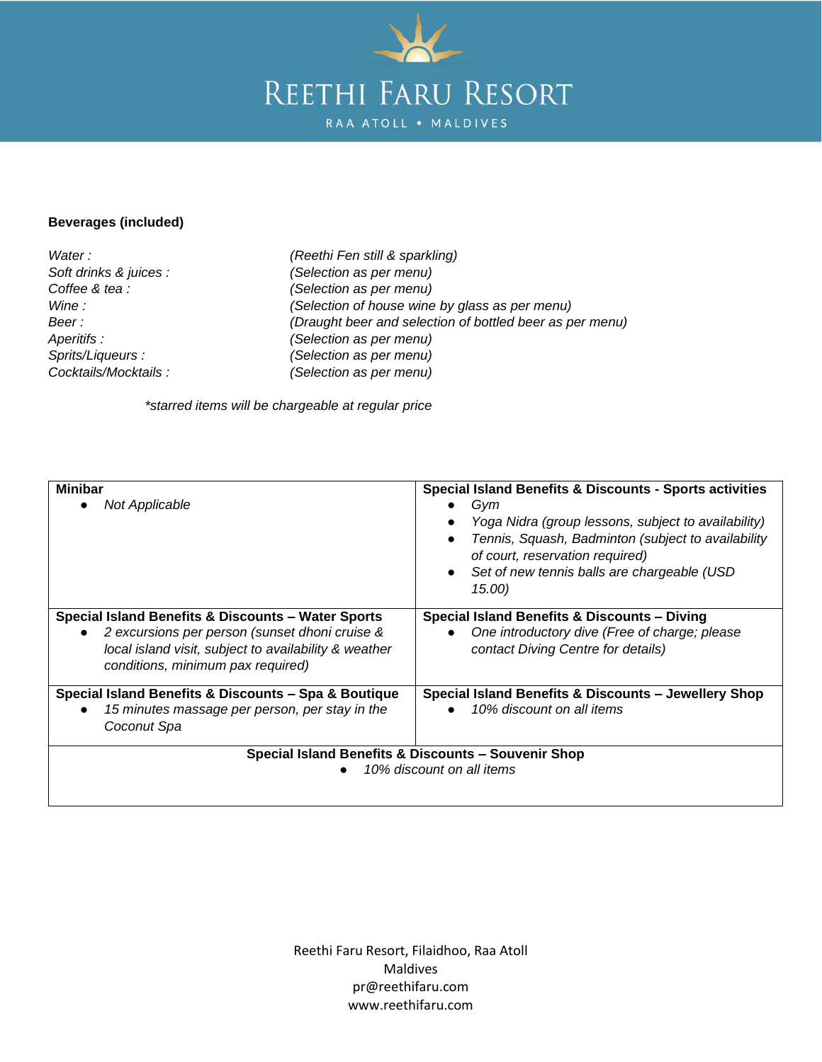**Beverages (included)**

| | |
|---|---|
| *Water :* | *(Reethi Fen still & sparkling)* |
| *Soft drinks & juices :* | *(Selection as per menu)* |
| *Coffee & tea :* | *(Selection as per menu)* |
| *Wine :* | *(Selection of house wine by glass as per menu)* |
| *Beer :* | *(Draught beer and selection of bottled beer as per menu)* |
| *Aperitifs :* | *(Selection as per menu)* |
| *Sprits/Liqueurs :* | *(Selection as per menu)* |
| *Cocktails/Mocktails :* | *(Selection as per menu)* |

*\*starred items will be chargeable at regular price*

| | |
|---|---|
| **Minibar**<br>• *Not Applicable* | **Special Island Benefits & Discounts - Sports activities**<br>• *Gym*<br>• *Yoga Nidra (group lessons, subject to availability)*<br>• *Tennis, Squash, Badminton (subject to availability of court, reservation required)*<br>• *Set of new tennis balls are chargeable (USD 15.00)* |
| **Special Island Benefits & Discounts – Water Sports**<br>• *2 excursions per person (sunset dhoni cruise & local island visit, subject to availability & weather conditions, minimum pax required)* | **Special Island Benefits & Discounts – Diving**<br>• *One introductory dive (Free of charge; please contact Diving Centre for details)* |
| **Special Island Benefits & Discounts – Spa & Boutique**<br>• *15 minutes massage per person, per stay in the Coconut Spa* | **Special Island Benefits & Discounts – Jewellery Shop**<br>• *10% discount on all items* |
| **Special Island Benefits & Discounts – Souvenir Shop**<br>• *10% discount on all items* | |

Reethi Faru Resort, Filaidhoo, Raa Atoll
Maldives
pr@reethifaru.com
www.reethifaru.com